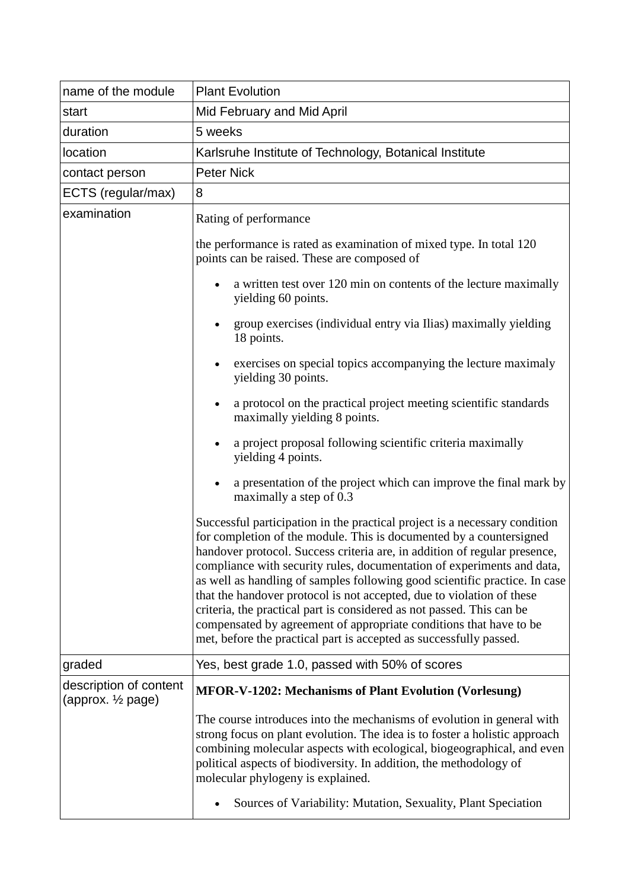| name of the module | Plant Evolution |
|---|---|
| start | Mid February and Mid April |
| duration | 5 weeks |
| location | Karlsruhe Institute of Technology, Botanical Institute |
| contact person | Peter Nick |
| ECTS (regular/max) | 8 |
| examination | Rating of performance<br><br>the performance is rated as examination of mixed type. In total 120 points can be raised. These are composed of<br><br>• a written test over 120 min on contents of the lecture maximally yielding 60 points.<br>• group exercises (individual entry via Ilias) maximally yielding 18 points.<br>• exercises on special topics accompanying the lecture maximaly yielding 30 points.<br>• a protocol on the practical project meeting scientific standards maximally yielding 8 points.<br>• a project proposal following scientific criteria maximally yielding 4 points.<br>• a presentation of the project which can improve the final mark by maximally a step of 0.3<br><br>Successful participation in the practical project is a necessary condition for completion of the module. This is documented by a countersigned handover protocol. Success criteria are, in addition of regular presence, compliance with security rules, documentation of experiments and data, as well as handling of samples following good scientific practice. In case that the handover protocol is not accepted, due to violation of these criteria, the practical part is considered as not passed. This can be compensated by agreement of appropriate conditions that have to be met, before the practical part is accepted as successfully passed. |
| graded | Yes, best grade 1.0, passed with 50% of scores |
| description of content (approx. ½ page) | **MFOR-V-1202: Mechanisms of Plant Evolution (Vorlesung)**<br><br>The course introduces into the mechanisms of evolution in general with strong focus on plant evolution. The idea is to foster a holistic approach combining molecular aspects with ecological, biogeographical, and even political aspects of biodiversity. In addition, the methodology of molecular phylogeny is explained.<br><br>• Sources of Variability: Mutation, Sexuality, Plant Speciation |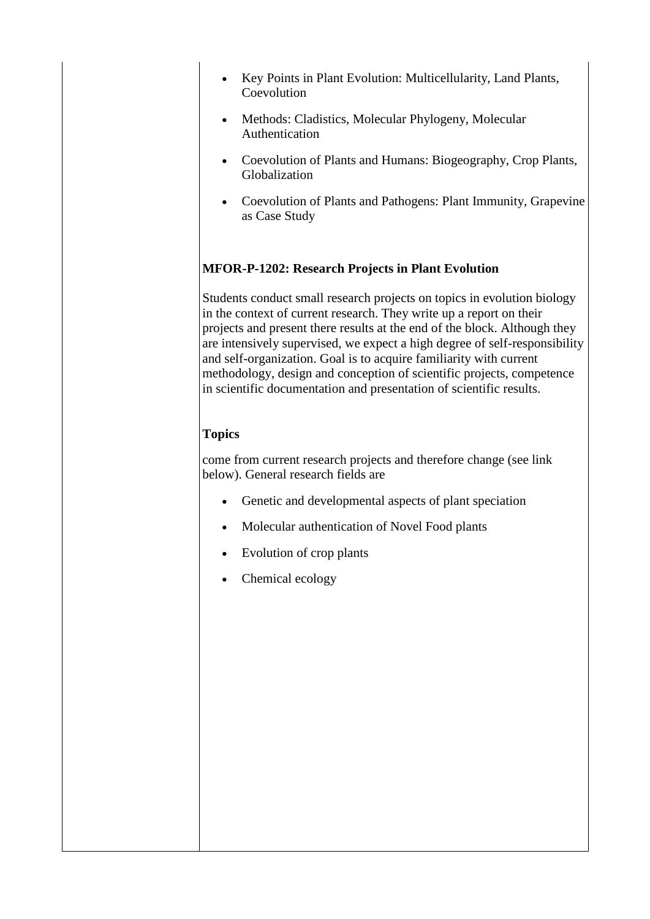- Key Points in Plant Evolution: Multicellularity, Land Plants, Coevolution
- Methods: Cladistics, Molecular Phylogeny, Molecular Authentication
- Coevolution of Plants and Humans: Biogeography, Crop Plants, Globalization
- Coevolution of Plants and Pathogens: Plant Immunity, Grapevine as Case Study

**MFOR-P-1202: Research Projects in Plant Evolution**

Students conduct small research projects on topics in evolution biology in the context of current research. They write up a report on their projects and present there results at the end of the block. Although they are intensively supervised, we expect a high degree of self-responsibility and self-organization. Goal is to acquire familiarity with current methodology, design and conception of scientific projects, competence in scientific documentation and presentation of scientific results.

**Topics**

come from current research projects and therefore change (see link below). General research fields are

- Genetic and developmental aspects of plant speciation
- Molecular authentication of Novel Food plants
- Evolution of crop plants
- Chemical ecology